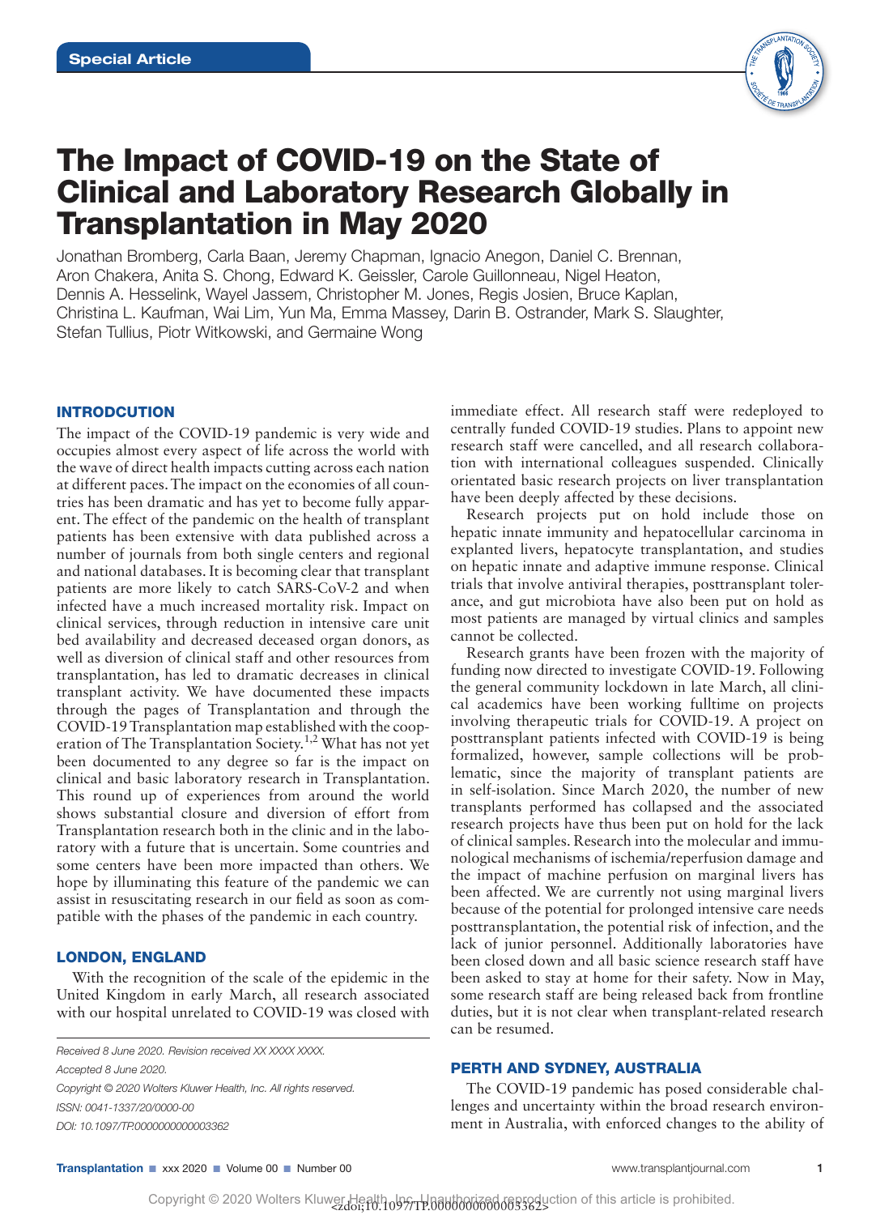Special Article

# The Impact of COVID-19 on the State of Clinical and Laboratory Research Globally in Transplantation in May 2020

Jonathan Bromberg, Carla Baan, Jeremy Chapman, Ignacio Anegon, Daniel C. Brennan, Aron Chakera, Anita S. Chong, Edward K. Geissler, Carole Guillonneau, Nigel Heaton, Dennis A. Hesselink, Wayel Jassem, Christopher M. Jones, Regis Josien, Bruce Kaplan, Christina L. Kaufman, Wai Lim, Yun Ma, Emma Massey, Darin B. Ostrander, Mark S. Slaughter, Stefan Tullius, Piotr Witkowski, and Germaine Wong

## INTRODCUTION

The impact of the COVID-19 pandemic is very wide and occupies almost every aspect of life across the world with the wave of direct health impacts cutting across each nation at different paces. The impact on the economies of all countries has been dramatic and has yet to become fully apparent. The effect of the pandemic on the health of transplant patients has been extensive with data published across a number of journals from both single centers and regional and national databases. It is becoming clear that transplant patients are more likely to catch SARS-CoV-2 and when infected have a much increased mortality risk. Impact on clinical services, through reduction in intensive care unit bed availability and decreased deceased organ donors, as well as diversion of clinical staff and other resources from transplantation, has led to dramatic decreases in clinical transplant activity. We have documented these impacts through the pages of Transplantation and through the COVID-19 Transplantation map established with the cooperation of The Transplantation Society.[1,2] What has not yet been documented to any degree so far is the impact on clinical and basic laboratory research in Transplantation. This round up of experiences from around the world shows substantial closure and diversion of effort from Transplantation research both in the clinic and in the laboratory with a future that is uncertain. Some countries and some centers have been more impacted than others. We hope by illuminating this feature of the pandemic we can assist in resuscitating research in our field as soon as compatible with the phases of the pandemic in each country.

## LONDON, ENGLAND

With the recognition of the scale of the epidemic in the United Kingdom in early March, all research associated with our hospital unrelated to COVID-19 was closed with immediate effect. All research staff were redeployed to centrally funded COVID-19 studies. Plans to appoint new research staff were cancelled, and all research collaboration with international colleagues suspended. Clinically orientated basic research projects on liver transplantation have been deeply affected by these decisions.

Research projects put on hold include those on hepatic innate immunity and hepatocellular carcinoma in explanted livers, hepatocyte transplantation, and studies on hepatic innate and adaptive immune response. Clinical trials that involve antiviral therapies, posttransplant tolerance, and gut microbiota have also been put on hold as most patients are managed by virtual clinics and samples cannot be collected.

Research grants have been frozen with the majority of funding now directed to investigate COVID-19. Following the general community lockdown in late March, all clinical academics have been working fulltime on projects involving therapeutic trials for COVID-19. A project on posttransplant patients infected with COVID-19 is being formalized, however, sample collections will be problematic, since the majority of transplant patients are in self-isolation. Since March 2020, the number of new transplants performed has collapsed and the associated research projects have thus been put on hold for the lack of clinical samples. Research into the molecular and immunological mechanisms of ischemia/reperfusion damage and the impact of machine perfusion on marginal livers has been affected. We are currently not using marginal livers because of the potential for prolonged intensive care needs posttransplantation, the potential risk of infection, and the lack of junior personnel. Additionally laboratories have been closed down and all basic science research staff have been asked to stay at home for their safety. Now in May, some research staff are being released back from frontline duties, but it is not clear when transplant-related research can be resumed.

## PERTH AND SYDNEY, AUSTRALIA

The COVID-19 pandemic has posed considerable challenges and uncertainty within the broad research environment in Australia, with enforced changes to the ability of

*Received 8 June 2020. Revision received XX XXXX XXXX.*

*Accepted 8 June 2020.*

*Copyright © 2020 Wolters Kluwer Health, Inc. All rights reserved.*

*ISSN: 0041-1337/20/0000-00*

*DOI: 10.1097/TP.0000000000003362*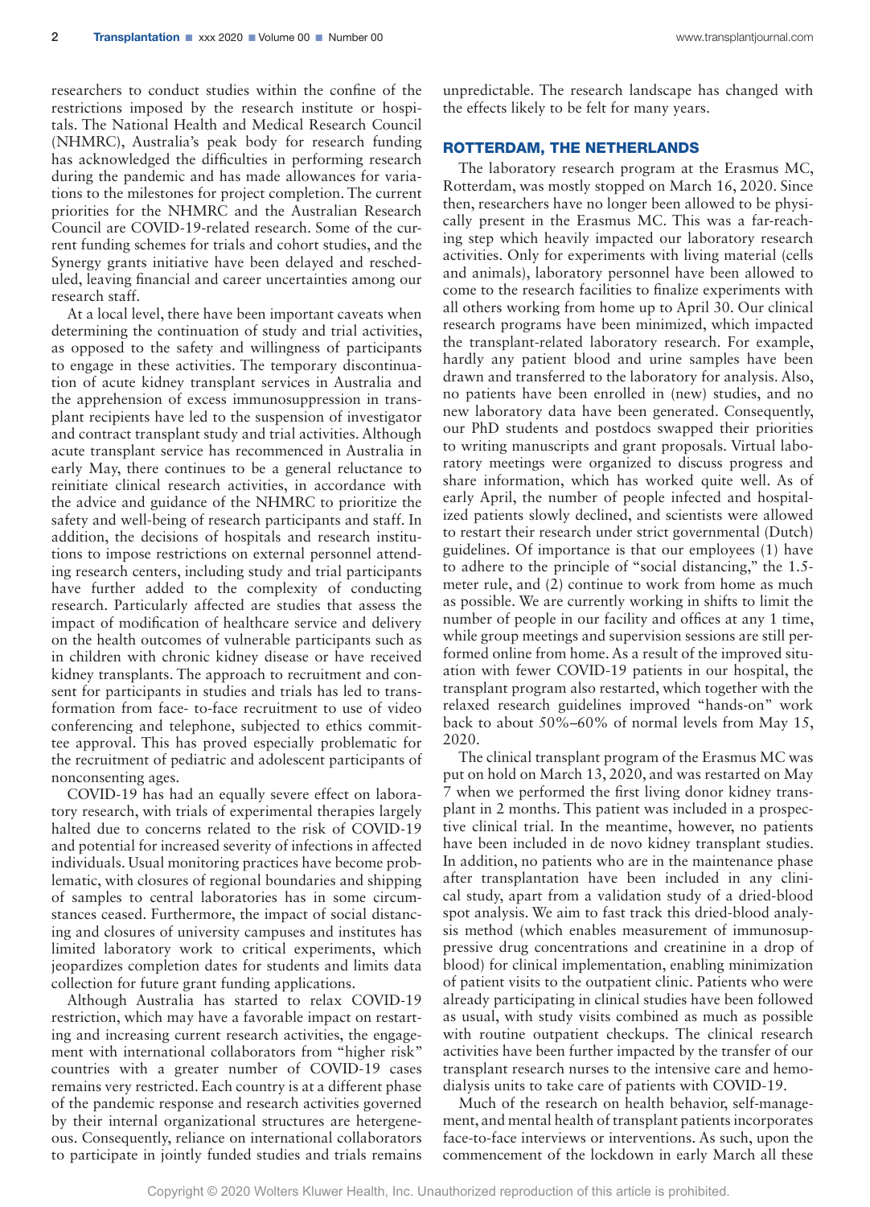researchers to conduct studies within the confine of the restrictions imposed by the research institute or hospitals. The National Health and Medical Research Council (NHMRC), Australia's peak body for research funding has acknowledged the difficulties in performing research during the pandemic and has made allowances for variations to the milestones for project completion. The current priorities for the NHMRC and the Australian Research Council are COVID-19-related research. Some of the current funding schemes for trials and cohort studies, and the Synergy grants initiative have been delayed and rescheduled, leaving financial and career uncertainties among our research staff.

At a local level, there have been important caveats when determining the continuation of study and trial activities, as opposed to the safety and willingness of participants to engage in these activities. The temporary discontinuation of acute kidney transplant services in Australia and the apprehension of excess immunosuppression in transplant recipients have led to the suspension of investigator and contract transplant study and trial activities. Although acute transplant service has recommenced in Australia in early May, there continues to be a general reluctance to reinitiate clinical research activities, in accordance with the advice and guidance of the NHMRC to prioritize the safety and well-being of research participants and staff. In addition, the decisions of hospitals and research institutions to impose restrictions on external personnel attending research centers, including study and trial participants have further added to the complexity of conducting research. Particularly affected are studies that assess the impact of modification of healthcare service and delivery on the health outcomes of vulnerable participants such as in children with chronic kidney disease or have received kidney transplants. The approach to recruitment and consent for participants in studies and trials has led to transformation from face- to-face recruitment to use of video conferencing and telephone, subjected to ethics committee approval. This has proved especially problematic for the recruitment of pediatric and adolescent participants of nonconsenting ages.

COVID-19 has had an equally severe effect on laboratory research, with trials of experimental therapies largely halted due to concerns related to the risk of COVID-19 and potential for increased severity of infections in affected individuals. Usual monitoring practices have become problematic, with closures of regional boundaries and shipping of samples to central laboratories has in some circumstances ceased. Furthermore, the impact of social distancing and closures of university campuses and institutes has limited laboratory work to critical experiments, which jeopardizes completion dates for students and limits data collection for future grant funding applications.

Although Australia has started to relax COVID-19 restriction, which may have a favorable impact on restarting and increasing current research activities, the engagement with international collaborators from "higher risk" countries with a greater number of COVID-19 cases remains very restricted. Each country is at a different phase of the pandemic response and research activities governed by their internal organizational structures are heterogeneous. Consequently, reliance on international collaborators to participate in jointly funded studies and trials remains unpredictable. The research landscape has changed with the effects likely to be felt for many years.

## ROTTERDAM, THE NETHERLANDS

The laboratory research program at the Erasmus MC, Rotterdam, was mostly stopped on March 16, 2020. Since then, researchers have no longer been allowed to be physically present in the Erasmus MC. This was a far-reaching step which heavily impacted our laboratory research activities. Only for experiments with living material (cells and animals), laboratory personnel have been allowed to come to the research facilities to finalize experiments with all others working from home up to April 30. Our clinical research programs have been minimized, which impacted the transplant-related laboratory research. For example, hardly any patient blood and urine samples have been drawn and transferred to the laboratory for analysis. Also, no patients have been enrolled in (new) studies, and no new laboratory data have been generated. Consequently, our PhD students and postdocs swapped their priorities to writing manuscripts and grant proposals. Virtual laboratory meetings were organized to discuss progress and share information, which has worked quite well. As of early April, the number of people infected and hospitalized patients slowly declined, and scientists were allowed to restart their research under strict governmental (Dutch) guidelines. Of importance is that our employees (1) have to adhere to the principle of "social distancing," the 1.5-meter rule, and (2) continue to work from home as much as possible. We are currently working in shifts to limit the number of people in our facility and offices at any 1 time, while group meetings and supervision sessions are still performed online from home. As a result of the improved situation with fewer COVID-19 patients in our hospital, the transplant program also restarted, which together with the relaxed research guidelines improved "hands-on" work back to about 50%–60% of normal levels from May 15, 2020.

The clinical transplant program of the Erasmus MC was put on hold on March 13, 2020, and was restarted on May 7 when we performed the first living donor kidney transplant in 2 months. This patient was included in a prospective clinical trial. In the meantime, however, no patients have been included in de novo kidney transplant studies. In addition, no patients who are in the maintenance phase after transplantation have been included in any clinical study, apart from a validation study of a dried-blood spot analysis. We aim to fast track this dried-blood analysis method (which enables measurement of immunosuppressive drug concentrations and creatinine in a drop of blood) for clinical implementation, enabling minimization of patient visits to the outpatient clinic. Patients who were already participating in clinical studies have been followed as usual, with study visits combined as much as possible with routine outpatient checkups. The clinical research activities have been further impacted by the transfer of our transplant research nurses to the intensive care and hemodialysis units to take care of patients with COVID-19.

Much of the research on health behavior, self-management, and mental health of transplant patients incorporates face-to-face interviews or interventions. As such, upon the commencement of the lockdown in early March all these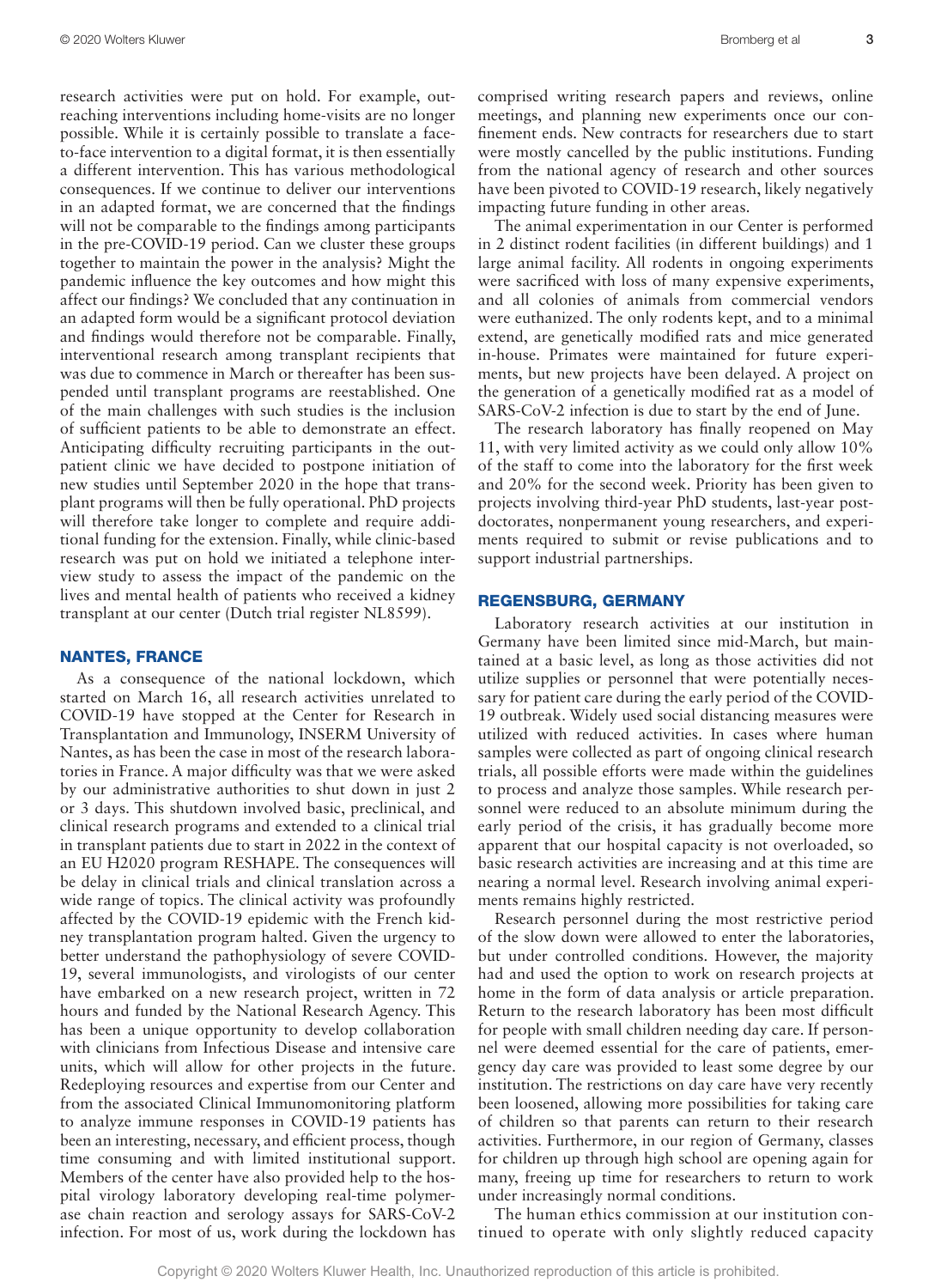research activities were put on hold. For example, outreaching interventions including home-visits are no longer possible. While it is certainly possible to translate a face-to-face intervention to a digital format, it is then essentially a different intervention. This has various methodological consequences. If we continue to deliver our interventions in an adapted format, we are concerned that the findings will not be comparable to the findings among participants in the pre-COVID-19 period. Can we cluster these groups together to maintain the power in the analysis? Might the pandemic influence the key outcomes and how might this affect our findings? We concluded that any continuation in an adapted form would be a significant protocol deviation and findings would therefore not be comparable. Finally, interventional research among transplant recipients that was due to commence in March or thereafter has been suspended until transplant programs are reestablished. One of the main challenges with such studies is the inclusion of sufficient patients to be able to demonstrate an effect. Anticipating difficulty recruiting participants in the outpatient clinic we have decided to postpone initiation of new studies until September 2020 in the hope that transplant programs will then be fully operational. PhD projects will therefore take longer to complete and require additional funding for the extension. Finally, while clinic-based research was put on hold we initiated a telephone interview study to assess the impact of the pandemic on the lives and mental health of patients who received a kidney transplant at our center (Dutch trial register NL8599).

## NANTES, FRANCE

As a consequence of the national lockdown, which started on March 16, all research activities unrelated to COVID-19 have stopped at the Center for Research in Transplantation and Immunology, INSERM University of Nantes, as has been the case in most of the research laboratories in France. A major difficulty was that we were asked by our administrative authorities to shut down in just 2 or 3 days. This shutdown involved basic, preclinical, and clinical research programs and extended to a clinical trial in transplant patients due to start in 2022 in the context of an EU H2020 program RESHAPE. The consequences will be delay in clinical trials and clinical translation across a wide range of topics. The clinical activity was profoundly affected by the COVID-19 epidemic with the French kidney transplantation program halted. Given the urgency to better understand the pathophysiology of severe COVID-19, several immunologists, and virologists of our center have embarked on a new research project, written in 72 hours and funded by the National Research Agency. This has been a unique opportunity to develop collaboration with clinicians from Infectious Disease and intensive care units, which will allow for other projects in the future. Redeploying resources and expertise from our Center and from the associated Clinical Immunomonitoring platform to analyze immune responses in COVID-19 patients has been an interesting, necessary, and efficient process, though time consuming and with limited institutional support. Members of the center have also provided help to the hospital virology laboratory developing real-time polymerase chain reaction and serology assays for SARS-CoV-2 infection. For most of us, work during the lockdown has comprised writing research papers and reviews, online meetings, and planning new experiments once our confinement ends. New contracts for researchers due to start were mostly cancelled by the public institutions. Funding from the national agency of research and other sources have been pivoted to COVID-19 research, likely negatively impacting future funding in other areas.

The animal experimentation in our Center is performed in 2 distinct rodent facilities (in different buildings) and 1 large animal facility. All rodents in ongoing experiments were sacrificed with loss of many expensive experiments, and all colonies of animals from commercial vendors were euthanized. The only rodents kept, and to a minimal extend, are genetically modified rats and mice generated in-house. Primates were maintained for future experiments, but new projects have been delayed. A project on the generation of a genetically modified rat as a model of SARS-CoV-2 infection is due to start by the end of June.

The research laboratory has finally reopened on May 11, with very limited activity as we could only allow 10% of the staff to come into the laboratory for the first week and 20% for the second week. Priority has been given to projects involving third-year PhD students, last-year postdoctorates, nonpermanent young researchers, and experiments required to submit or revise publications and to support industrial partnerships.

## REGENSBURG, GERMANY

Laboratory research activities at our institution in Germany have been limited since mid-March, but maintained at a basic level, as long as those activities did not utilize supplies or personnel that were potentially necessary for patient care during the early period of the COVID-19 outbreak. Widely used social distancing measures were utilized with reduced activities. In cases where human samples were collected as part of ongoing clinical research trials, all possible efforts were made within the guidelines to process and analyze those samples. While research personnel were reduced to an absolute minimum during the early period of the crisis, it has gradually become more apparent that our hospital capacity is not overloaded, so basic research activities are increasing and at this time are nearing a normal level. Research involving animal experiments remains highly restricted.

Research personnel during the most restrictive period of the slow down were allowed to enter the laboratories, but under controlled conditions. However, the majority had and used the option to work on research projects at home in the form of data analysis or article preparation. Return to the research laboratory has been most difficult for people with small children needing day care. If personnel were deemed essential for the care of patients, emergency day care was provided to least some degree by our institution. The restrictions on day care have very recently been loosened, allowing more possibilities for taking care of children so that parents can return to their research activities. Furthermore, in our region of Germany, classes for children up through high school are opening again for many, freeing up time for researchers to return to work under increasingly normal conditions.

The human ethics commission at our institution continued to operate with only slightly reduced capacity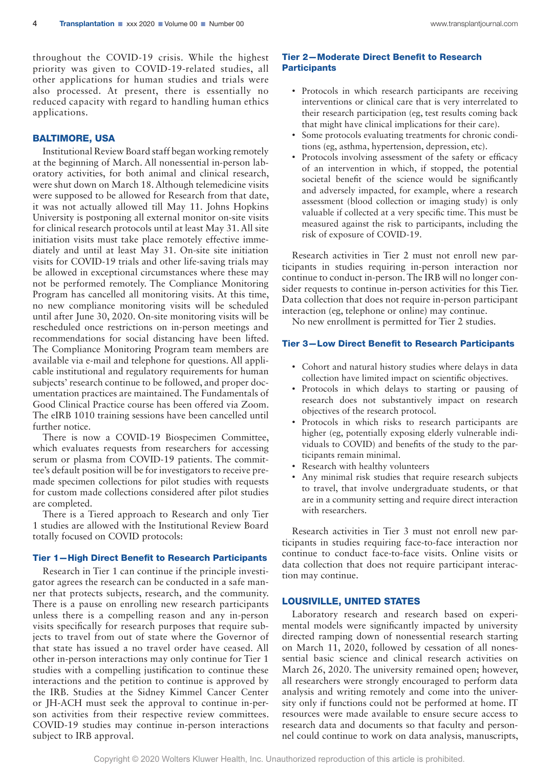throughout the COVID-19 crisis. While the highest priority was given to COVID-19-related studies, all other applications for human studies and trials were also processed. At present, there is essentially no reduced capacity with regard to handling human ethics applications.

## BALTIMORE, USA

Institutional Review Board staff began working remotely at the beginning of March. All nonessential in-person laboratory activities, for both animal and clinical research, were shut down on March 18. Although telemedicine visits were supposed to be allowed for Research from that date, it was not actually allowed till May 11. Johns Hopkins University is postponing all external monitor on-site visits for clinical research protocols until at least May 31. All site initiation visits must take place remotely effective immediately and until at least May 31. On-site site initiation visits for COVID-19 trials and other life-saving trials may be allowed in exceptional circumstances where these may not be performed remotely. The Compliance Monitoring Program has cancelled all monitoring visits. At this time, no new compliance monitoring visits will be scheduled until after June 30, 2020. On-site monitoring visits will be rescheduled once restrictions on in-person meetings and recommendations for social distancing have been lifted. The Compliance Monitoring Program team members are available via e-mail and telephone for questions. All applicable institutional and regulatory requirements for human subjects' research continue to be followed, and proper documentation practices are maintained. The Fundamentals of Good Clinical Practice course has been offered via Zoom. The eIRB 1010 training sessions have been cancelled until further notice.

There is now a COVID-19 Biospecimen Committee, which evaluates requests from researchers for accessing serum or plasma from COVID-19 patients. The committee's default position will be for investigators to receive premade specimen collections for pilot studies with requests for custom made collections considered after pilot studies are completed.

There is a Tiered approach to Research and only Tier 1 studies are allowed with the Institutional Review Board totally focused on COVID protocols:

### Tier 1—High Direct Benefit to Research Participants

Research in Tier 1 can continue if the principle investigator agrees the research can be conducted in a safe manner that protects subjects, research, and the community. There is a pause on enrolling new research participants unless there is a compelling reason and any in-person visits specifically for research purposes that require subjects to travel from out of state where the Governor of that state has issued a no travel order have ceased. All other in-person interactions may only continue for Tier 1 studies with a compelling justification to continue these interactions and the petition to continue is approved by the IRB. Studies at the Sidney Kimmel Cancer Center or JH-ACH must seek the approval to continue in-person activities from their respective review committees. COVID-19 studies may continue in-person interactions subject to IRB approval.

### Tier 2—Moderate Direct Benefit to Research Participants

- Protocols in which research participants are receiving interventions or clinical care that is very interrelated to their research participation (eg, test results coming back that might have clinical implications for their care).
- Some protocols evaluating treatments for chronic conditions (eg, asthma, hypertension, depression, etc).
- Protocols involving assessment of the safety or efficacy of an intervention in which, if stopped, the potential societal benefit of the science would be significantly and adversely impacted, for example, where a research assessment (blood collection or imaging study) is only valuable if collected at a very specific time. This must be measured against the risk to participants, including the risk of exposure of COVID-19.

Research activities in Tier 2 must not enroll new participants in studies requiring in-person interaction nor continue to conduct in-person. The IRB will no longer consider requests to continue in-person activities for this Tier. Data collection that does not require in-person participant interaction (eg, telephone or online) may continue.

No new enrollment is permitted for Tier 2 studies.

### Tier 3—Low Direct Benefit to Research Participants

- Cohort and natural history studies where delays in data collection have limited impact on scientific objectives.
- Protocols in which delays to starting or pausing of research does not substantively impact on research objectives of the research protocol.
- Protocols in which risks to research participants are higher (eg, potentially exposing elderly vulnerable individuals to COVID) and benefits of the study to the participants remain minimal.
- Research with healthy volunteers
- Any minimal risk studies that require research subjects to travel, that involve undergraduate students, or that are in a community setting and require direct interaction with researchers.

Research activities in Tier 3 must not enroll new participants in studies requiring face-to-face interaction nor continue to conduct face-to-face visits. Online visits or data collection that does not require participant interaction may continue.

## LOUSIVILLE, UNITED STATES

Laboratory research and research based on experimental models were significantly impacted by university directed ramping down of nonessential research starting on March 11, 2020, followed by cessation of all nonessential basic science and clinical research activities on March 26, 2020. The university remained open; however, all researchers were strongly encouraged to perform data analysis and writing remotely and come into the university only if functions could not be performed at home. IT resources were made available to ensure secure access to research data and documents so that faculty and personnel could continue to work on data analysis, manuscripts,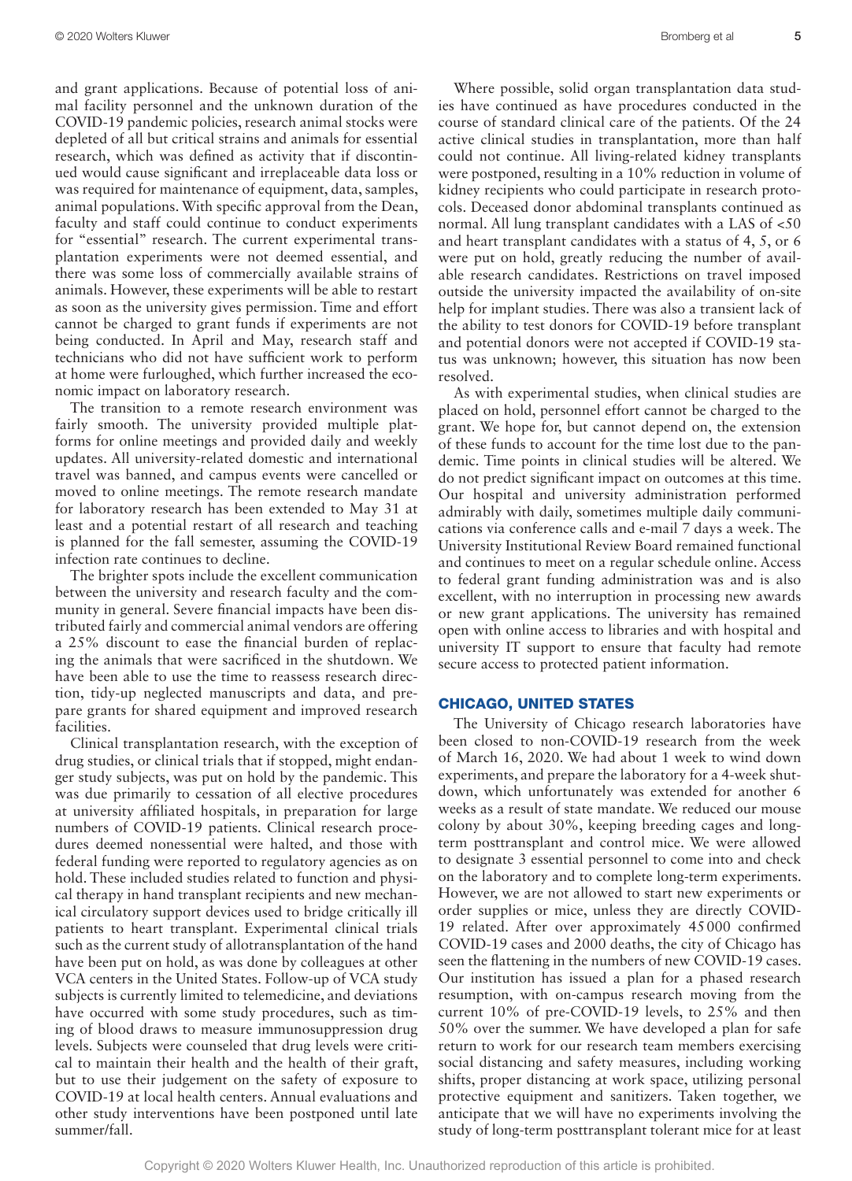and grant applications. Because of potential loss of animal facility personnel and the unknown duration of the COVID-19 pandemic policies, research animal stocks were depleted of all but critical strains and animals for essential research, which was defined as activity that if discontinued would cause significant and irreplaceable data loss or was required for maintenance of equipment, data, samples, animal populations. With specific approval from the Dean, faculty and staff could continue to conduct experiments for "essential" research. The current experimental transplantation experiments were not deemed essential, and there was some loss of commercially available strains of animals. However, these experiments will be able to restart as soon as the university gives permission. Time and effort cannot be charged to grant funds if experiments are not being conducted. In April and May, research staff and technicians who did not have sufficient work to perform at home were furloughed, which further increased the economic impact on laboratory research.

The transition to a remote research environment was fairly smooth. The university provided multiple platforms for online meetings and provided daily and weekly updates. All university-related domestic and international travel was banned, and campus events were cancelled or moved to online meetings. The remote research mandate for laboratory research has been extended to May 31 at least and a potential restart of all research and teaching is planned for the fall semester, assuming the COVID-19 infection rate continues to decline.

The brighter spots include the excellent communication between the university and research faculty and the community in general. Severe financial impacts have been distributed fairly and commercial animal vendors are offering a 25% discount to ease the financial burden of replacing the animals that were sacrificed in the shutdown. We have been able to use the time to reassess research direction, tidy-up neglected manuscripts and data, and prepare grants for shared equipment and improved research facilities.

Clinical transplantation research, with the exception of drug studies, or clinical trials that if stopped, might endanger study subjects, was put on hold by the pandemic. This was due primarily to cessation of all elective procedures at university affiliated hospitals, in preparation for large numbers of COVID-19 patients. Clinical research procedures deemed nonessential were halted, and those with federal funding were reported to regulatory agencies as on hold. These included studies related to function and physical therapy in hand transplant recipients and new mechanical circulatory support devices used to bridge critically ill patients to heart transplant. Experimental clinical trials such as the current study of allotransplantation of the hand have been put on hold, as was done by colleagues at other VCA centers in the United States. Follow-up of VCA study subjects is currently limited to telemedicine, and deviations have occurred with some study procedures, such as timing of blood draws to measure immunosuppression drug levels. Subjects were counseled that drug levels were critical to maintain their health and the health of their graft, but to use their judgement on the safety of exposure to COVID-19 at local health centers. Annual evaluations and other study interventions have been postponed until late summer/fall.

Where possible, solid organ transplantation data studies have continued as have procedures conducted in the course of standard clinical care of the patients. Of the 24 active clinical studies in transplantation, more than half could not continue. All living-related kidney transplants were postponed, resulting in a 10% reduction in volume of kidney recipients who could participate in research protocols. Deceased donor abdominal transplants continued as normal. All lung transplant candidates with a LAS of <50 and heart transplant candidates with a status of 4, 5, or 6 were put on hold, greatly reducing the number of available research candidates. Restrictions on travel imposed outside the university impacted the availability of on-site help for implant studies. There was also a transient lack of the ability to test donors for COVID-19 before transplant and potential donors were not accepted if COVID-19 status was unknown; however, this situation has now been resolved.

As with experimental studies, when clinical studies are placed on hold, personnel effort cannot be charged to the grant. We hope for, but cannot depend on, the extension of these funds to account for the time lost due to the pandemic. Time points in clinical studies will be altered. We do not predict significant impact on outcomes at this time. Our hospital and university administration performed admirably with daily, sometimes multiple daily communications via conference calls and e-mail 7 days a week. The University Institutional Review Board remained functional and continues to meet on a regular schedule online. Access to federal grant funding administration was and is also excellent, with no interruption in processing new awards or new grant applications. The university has remained open with online access to libraries and with hospital and university IT support to ensure that faculty had remote secure access to protected patient information.

## CHICAGO, UNITED STATES

The University of Chicago research laboratories have been closed to non-COVID-19 research from the week of March 16, 2020. We had about 1 week to wind down experiments, and prepare the laboratory for a 4-week shutdown, which unfortunately was extended for another 6 weeks as a result of state mandate. We reduced our mouse colony by about 30%, keeping breeding cages and long-term posttransplant and control mice. We were allowed to designate 3 essential personnel to come into and check on the laboratory and to complete long-term experiments. However, we are not allowed to start new experiments or order supplies or mice, unless they are directly COVID-19 related. After over approximately 45 000 confirmed COVID-19 cases and 2000 deaths, the city of Chicago has seen the flattening in the numbers of new COVID-19 cases. Our institution has issued a plan for a phased research resumption, with on-campus research moving from the current 10% of pre-COVID-19 levels, to 25% and then 50% over the summer. We have developed a plan for safe return to work for our research team members exercising social distancing and safety measures, including working shifts, proper distancing at work space, utilizing personal protective equipment and sanitizers. Taken together, we anticipate that we will have no experiments involving the study of long-term posttransplant tolerant mice for at least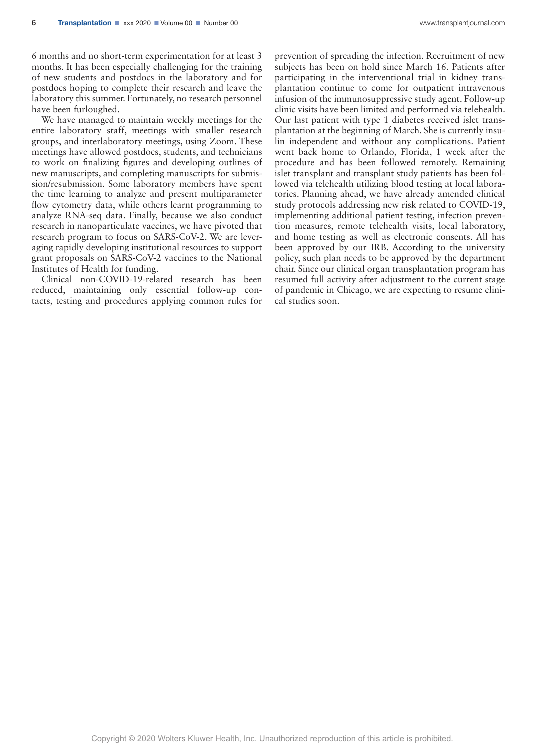6 months and no short-term experimentation for at least 3 months. It has been especially challenging for the training of new students and postdocs in the laboratory and for postdocs hoping to complete their research and leave the laboratory this summer. Fortunately, no research personnel have been furloughed.

We have managed to maintain weekly meetings for the entire laboratory staff, meetings with smaller research groups, and interlaboratory meetings, using Zoom. These meetings have allowed postdocs, students, and technicians to work on finalizing figures and developing outlines of new manuscripts, and completing manuscripts for submission/resubmission. Some laboratory members have spent the time learning to analyze and present multiparameter flow cytometry data, while others learnt programming to analyze RNA-seq data. Finally, because we also conduct research in nanoparticulate vaccines, we have pivoted that research program to focus on SARS-CoV-2. We are leveraging rapidly developing institutional resources to support grant proposals on SARS-CoV-2 vaccines to the National Institutes of Health for funding.

Clinical non-COVID-19-related research has been reduced, maintaining only essential follow-up contacts, testing and procedures applying common rules for prevention of spreading the infection. Recruitment of new subjects has been on hold since March 16. Patients after participating in the interventional trial in kidney transplantation continue to come for outpatient intravenous infusion of the immunosuppressive study agent. Follow-up clinic visits have been limited and performed via telehealth. Our last patient with type 1 diabetes received islet transplantation at the beginning of March. She is currently insulin independent and without any complications. Patient went back home to Orlando, Florida, 1 week after the procedure and has been followed remotely. Remaining islet transplant and transplant study patients has been followed via telehealth utilizing blood testing at local laboratories. Planning ahead, we have already amended clinical study protocols addressing new risk related to COVID-19, implementing additional patient testing, infection prevention measures, remote telehealth visits, local laboratory, and home testing as well as electronic consents. All has been approved by our IRB. According to the university policy, such plan needs to be approved by the department chair. Since our clinical organ transplantation program has resumed full activity after adjustment to the current stage of pandemic in Chicago, we are expecting to resume clinical studies soon.